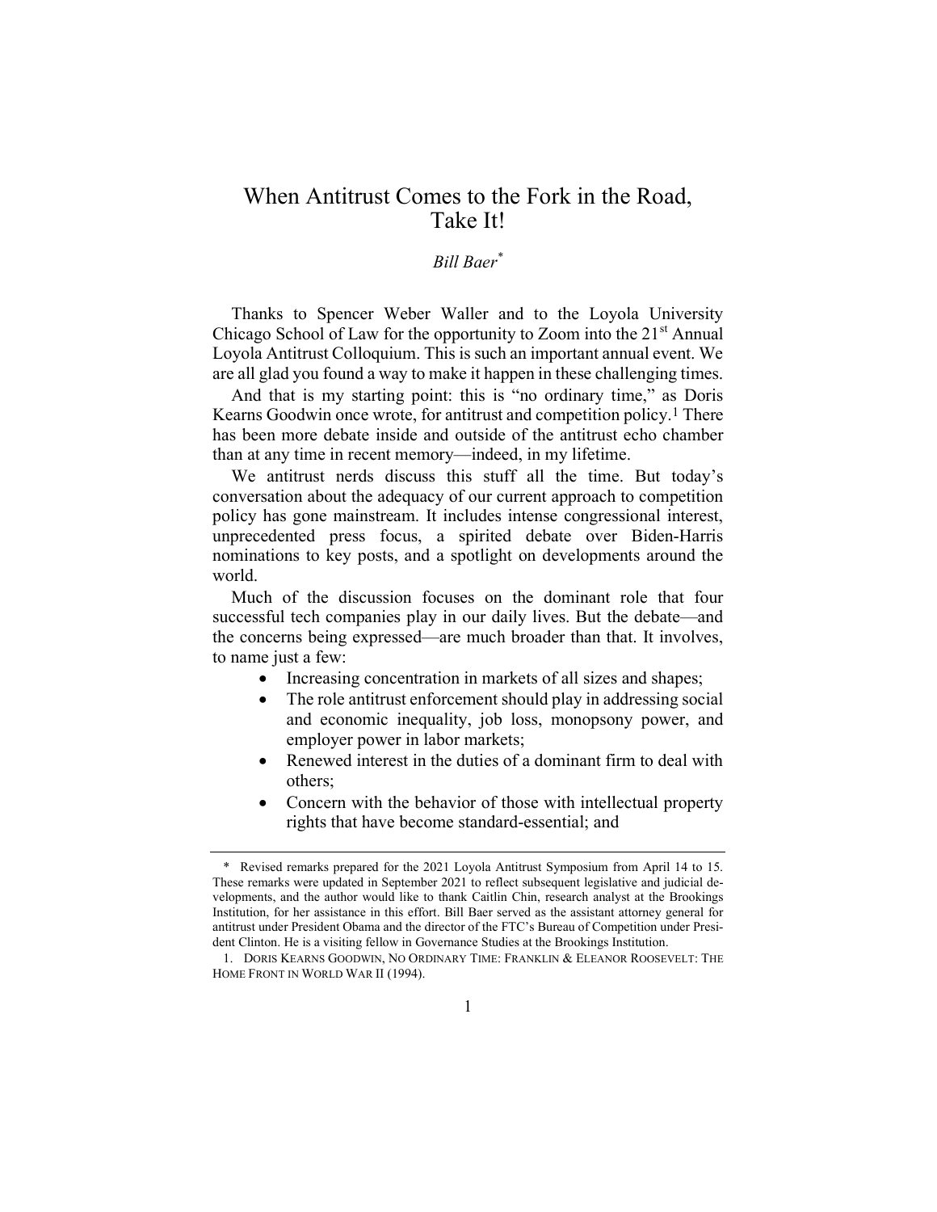# When Antitrust Comes to the Fork in the Road, Take It!

*Bill Baer*[*]

Thanks to Spencer Weber Waller and to the Loyola University Chicago School of Law for the opportunity to Zoom into the 21st Annual Loyola Antitrust Colloquium. This is such an important annual event. We are all glad you found a way to make it happen in these challenging times.

And that is my starting point: this is "no ordinary time," as Doris Kearns Goodwin once wrote, for antitrust and competition policy.[1] There has been more debate inside and outside of the antitrust echo chamber than at any time in recent memory—indeed, in my lifetime.

We antitrust nerds discuss this stuff all the time. But today's conversation about the adequacy of our current approach to competition policy has gone mainstream. It includes intense congressional interest, unprecedented press focus, a spirited debate over Biden-Harris nominations to key posts, and a spotlight on developments around the world.

Much of the discussion focuses on the dominant role that four successful tech companies play in our daily lives. But the debate—and the concerns being expressed—are much broader than that. It involves, to name just a few:

- Increasing concentration in markets of all sizes and shapes;
- The role antitrust enforcement should play in addressing social and economic inequality, job loss, monopsony power, and employer power in labor markets;
- Renewed interest in the duties of a dominant firm to deal with others;
- Concern with the behavior of those with intellectual property rights that have become standard-essential; and

---

\* Revised remarks prepared for the 2021 Loyola Antitrust Symposium from April 14 to 15. These remarks were updated in September 2021 to reflect subsequent legislative and judicial developments, and the author would like to thank Caitlin Chin, research analyst at the Brookings Institution, for her assistance in this effort. Bill Baer served as the assistant attorney general for antitrust under President Obama and the director of the FTC's Bureau of Competition under President Clinton. He is a visiting fellow in Governance Studies at the Brookings Institution.

1. DORIS KEARNS GOODWIN, NO ORDINARY TIME: FRANKLIN & ELEANOR ROOSEVELT: THE HOME FRONT IN WORLD WAR II (1994).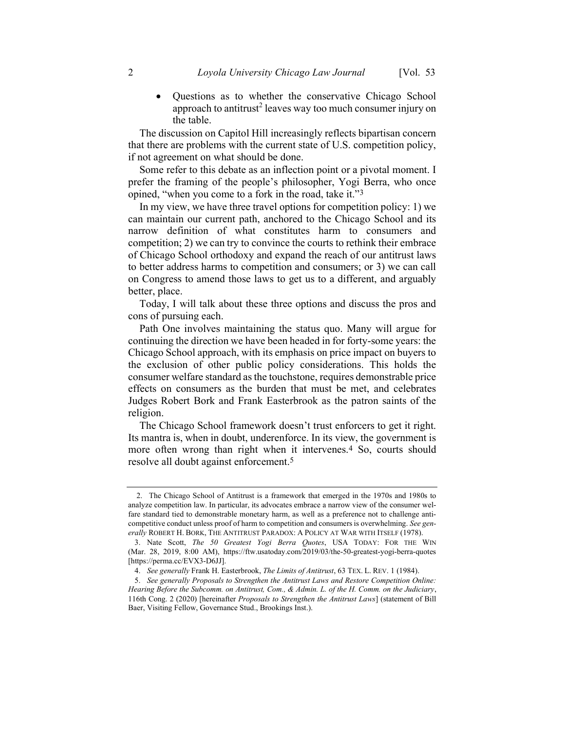- Questions as to whether the conservative Chicago School approach to antitrust[2] leaves way too much consumer injury on the table.

The discussion on Capitol Hill increasingly reflects bipartisan concern that there are problems with the current state of U.S. competition policy, if not agreement on what should be done.

Some refer to this debate as an inflection point or a pivotal moment. I prefer the framing of the people's philosopher, Yogi Berra, who once opined, "when you come to a fork in the road, take it."[3]

In my view, we have three travel options for competition policy: 1) we can maintain our current path, anchored to the Chicago School and its narrow definition of what constitutes harm to consumers and competition; 2) we can try to convince the courts to rethink their embrace of Chicago School orthodoxy and expand the reach of our antitrust laws to better address harms to competition and consumers; or 3) we can call on Congress to amend those laws to get us to a different, and arguably better, place.

Today, I will talk about these three options and discuss the pros and cons of pursuing each.

Path One involves maintaining the status quo. Many will argue for continuing the direction we have been headed in for forty-some years: the Chicago School approach, with its emphasis on price impact on buyers to the exclusion of other public policy considerations. This holds the consumer welfare standard as the touchstone, requires demonstrable price effects on consumers as the burden that must be met, and celebrates Judges Robert Bork and Frank Easterbrook as the patron saints of the religion.

The Chicago School framework doesn't trust enforcers to get it right. Its mantra is, when in doubt, underenforce. In its view, the government is more often wrong than right when it intervenes.[4] So, courts should resolve all doubt against enforcement.[5]

---

2. The Chicago School of Antitrust is a framework that emerged in the 1970s and 1980s to analyze competition law. In particular, its advocates embrace a narrow view of the consumer welfare standard tied to demonstrable monetary harm, as well as a preference not to challenge anticompetitive conduct unless proof of harm to competition and consumers is overwhelming. *See generally* ROBERT H. BORK, THE ANTITRUST PARADOX: A POLICY AT WAR WITH ITSELF (1978).

3. Nate Scott, *The 50 Greatest Yogi Berra Quotes*, USA TODAY: FOR THE WIN (Mar. 28, 2019, 8:00 AM), https://ftw.usatoday.com/2019/03/the-50-greatest-yogi-berra-quotes [https://perma.cc/EVX3-D6JJ].

4. *See generally* Frank H. Easterbrook, *The Limits of Antitrust*, 63 TEX. L. REV. 1 (1984).

5. *See generally Proposals to Strengthen the Antitrust Laws and Restore Competition Online: Hearing Before the Subcomm. on Antitrust, Com., & Admin. L. of the H. Comm. on the Judiciary*, 116th Cong. 2 (2020) [hereinafter *Proposals to Strengthen the Antitrust Laws*] (statement of Bill Baer, Visiting Fellow, Governance Stud., Brookings Inst.).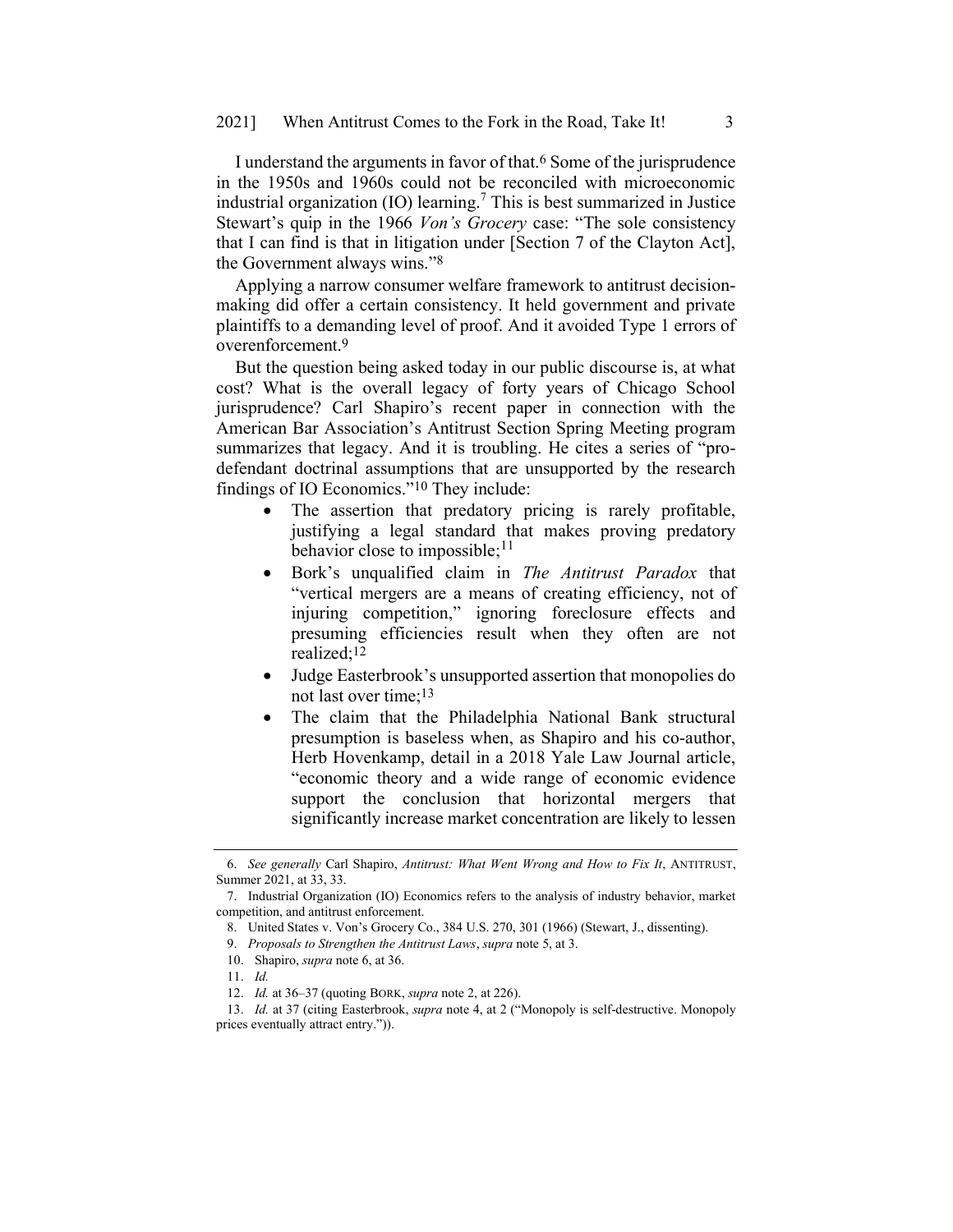I understand the arguments in favor of that.[6] Some of the jurisprudence in the 1950s and 1960s could not be reconciled with microeconomic industrial organization (IO) learning.[7] This is best summarized in Justice Stewart's quip in the 1966 *Von's Grocery* case: "The sole consistency that I can find is that in litigation under [Section 7 of the Clayton Act], the Government always wins."[8]

Applying a narrow consumer welfare framework to antitrust decision-making did offer a certain consistency. It held government and private plaintiffs to a demanding level of proof. And it avoided Type 1 errors of overenforcement.[9]

But the question being asked today in our public discourse is, at what cost? What is the overall legacy of forty years of Chicago School jurisprudence? Carl Shapiro's recent paper in connection with the American Bar Association's Antitrust Section Spring Meeting program summarizes that legacy. And it is troubling. He cites a series of "pro-defendant doctrinal assumptions that are unsupported by the research findings of IO Economics."[10] They include:

- The assertion that predatory pricing is rarely profitable, justifying a legal standard that makes proving predatory behavior close to impossible;[11]
- Bork's unqualified claim in *The Antitrust Paradox* that "vertical mergers are a means of creating efficiency, not of injuring competition," ignoring foreclosure effects and presuming efficiencies result when they often are not realized;[12]
- Judge Easterbrook's unsupported assertion that monopolies do not last over time;[13]
- The claim that the Philadelphia National Bank structural presumption is baseless when, as Shapiro and his co-author, Herb Hovenkamp, detail in a 2018 Yale Law Journal article, "economic theory and a wide range of economic evidence support the conclusion that horizontal mergers that significantly increase market concentration are likely to lessen

---

6. *See generally* Carl Shapiro, *Antitrust: What Went Wrong and How to Fix It*, ANTITRUST, Summer 2021, at 33, 33.

7. Industrial Organization (IO) Economics refers to the analysis of industry behavior, market competition, and antitrust enforcement.

8. United States v. Von's Grocery Co., 384 U.S. 270, 301 (1966) (Stewart, J., dissenting).

9. *Proposals to Strengthen the Antitrust Laws*, *supra* note 5, at 3.

10. Shapiro, *supra* note 6, at 36.

11. *Id.*

12. *Id.* at 36–37 (quoting BORK, *supra* note 2, at 226).

13. *Id.* at 37 (citing Easterbrook, *supra* note 4, at 2 ("Monopoly is self-destructive. Monopoly prices eventually attract entry.")).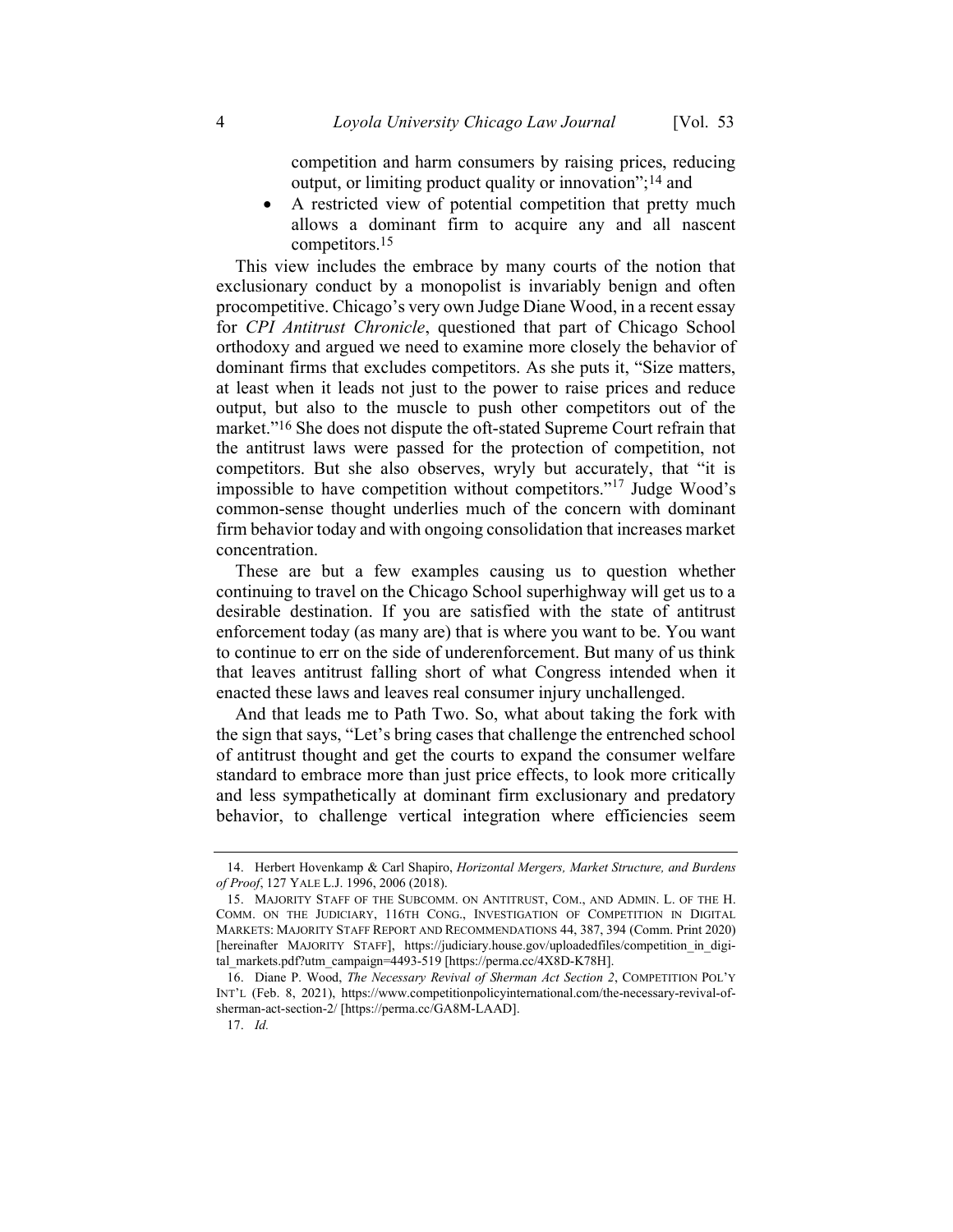competition and harm consumers by raising prices, reducing output, or limiting product quality or innovation";[14] and

- A restricted view of potential competition that pretty much allows a dominant firm to acquire any and all nascent competitors.[15]

This view includes the embrace by many courts of the notion that exclusionary conduct by a monopolist is invariably benign and often procompetitive. Chicago's very own Judge Diane Wood, in a recent essay for *CPI Antitrust Chronicle*, questioned that part of Chicago School orthodoxy and argued we need to examine more closely the behavior of dominant firms that excludes competitors. As she puts it, "Size matters, at least when it leads not just to the power to raise prices and reduce output, but also to the muscle to push other competitors out of the market."[16] She does not dispute the oft-stated Supreme Court refrain that the antitrust laws were passed for the protection of competition, not competitors. But she also observes, wryly but accurately, that "it is impossible to have competition without competitors."[17] Judge Wood's common-sense thought underlies much of the concern with dominant firm behavior today and with ongoing consolidation that increases market concentration.

These are but a few examples causing us to question whether continuing to travel on the Chicago School superhighway will get us to a desirable destination. If you are satisfied with the state of antitrust enforcement today (as many are) that is where you want to be. You want to continue to err on the side of underenforcement. But many of us think that leaves antitrust falling short of what Congress intended when it enacted these laws and leaves real consumer injury unchallenged.

And that leads me to Path Two. So, what about taking the fork with the sign that says, "Let's bring cases that challenge the entrenched school of antitrust thought and get the courts to expand the consumer welfare standard to embrace more than just price effects, to look more critically and less sympathetically at dominant firm exclusionary and predatory behavior, to challenge vertical integration where efficiencies seem

---

14. Herbert Hovenkamp & Carl Shapiro, *Horizontal Mergers, Market Structure, and Burdens of Proof*, 127 YALE L.J. 1996, 2006 (2018).

15. MAJORITY STAFF OF THE SUBCOMM. ON ANTITRUST, COM., AND ADMIN. L. OF THE H. COMM. ON THE JUDICIARY, 116TH CONG., INVESTIGATION OF COMPETITION IN DIGITAL MARKETS: MAJORITY STAFF REPORT AND RECOMMENDATIONS 44, 387, 394 (Comm. Print 2020) [hereinafter MAJORITY STAFF], https://judiciary.house.gov/uploadedfiles/competition_in_digital_markets.pdf?utm_campaign=4493-519 [https://perma.cc/4X8D-K78H].

16. Diane P. Wood, *The Necessary Revival of Sherman Act Section 2*, COMPETITION POL'Y INT'L (Feb. 8, 2021), https://www.competitionpolicyinternational.com/the-necessary-revival-of-sherman-act-section-2/ [https://perma.cc/GA8M-LAAD].

17. *Id.*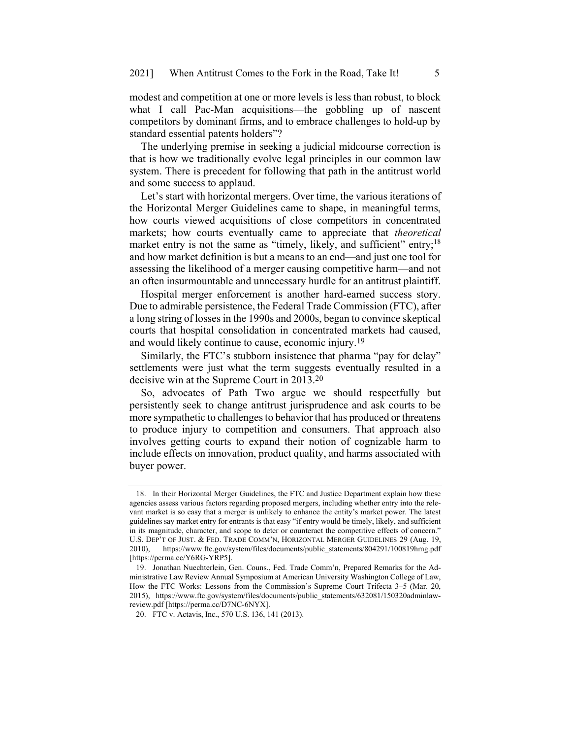modest and competition at one or more levels is less than robust, to block what I call Pac-Man acquisitions—the gobbling up of nascent competitors by dominant firms, and to embrace challenges to hold-up by standard essential patents holders"?

The underlying premise in seeking a judicial midcourse correction is that is how we traditionally evolve legal principles in our common law system. There is precedent for following that path in the antitrust world and some success to applaud.

Let's start with horizontal mergers. Over time, the various iterations of the Horizontal Merger Guidelines came to shape, in meaningful terms, how courts viewed acquisitions of close competitors in concentrated markets; how courts eventually came to appreciate that *theoretical* market entry is not the same as "timely, likely, and sufficient" entry;[18] and how market definition is but a means to an end—and just one tool for assessing the likelihood of a merger causing competitive harm—and not an often insurmountable and unnecessary hurdle for an antitrust plaintiff.

Hospital merger enforcement is another hard-earned success story. Due to admirable persistence, the Federal Trade Commission (FTC), after a long string of losses in the 1990s and 2000s, began to convince skeptical courts that hospital consolidation in concentrated markets had caused, and would likely continue to cause, economic injury.[19]

Similarly, the FTC's stubborn insistence that pharma "pay for delay" settlements were just what the term suggests eventually resulted in a decisive win at the Supreme Court in 2013.[20]

So, advocates of Path Two argue we should respectfully but persistently seek to change antitrust jurisprudence and ask courts to be more sympathetic to challenges to behavior that has produced or threatens to produce injury to competition and consumers. That approach also involves getting courts to expand their notion of cognizable harm to include effects on innovation, product quality, and harms associated with buyer power.

---

18. In their Horizontal Merger Guidelines, the FTC and Justice Department explain how these agencies assess various factors regarding proposed mergers, including whether entry into the relevant market is so easy that a merger is unlikely to enhance the entity's market power. The latest guidelines say market entry for entrants is that easy "if entry would be timely, likely, and sufficient in its magnitude, character, and scope to deter or counteract the competitive effects of concern." U.S. DEP'T OF JUST. & FED. TRADE COMM'N, HORIZONTAL MERGER GUIDELINES 29 (Aug. 19, 2010), https://www.ftc.gov/system/files/documents/public_statements/804291/100819hmg.pdf [https://perma.cc/Y6RG-YRP5].

19. Jonathan Nuechterlein, Gen. Couns., Fed. Trade Comm'n, Prepared Remarks for the Administrative Law Review Annual Symposium at American University Washington College of Law, How the FTC Works: Lessons from the Commission's Supreme Court Trifecta 3–5 (Mar. 20, 2015), https://www.ftc.gov/system/files/documents/public_statements/632081/150320adminlawreview.pdf [https://perma.cc/D7NC-6NYX].

20. FTC v. Actavis, Inc., 570 U.S. 136, 141 (2013).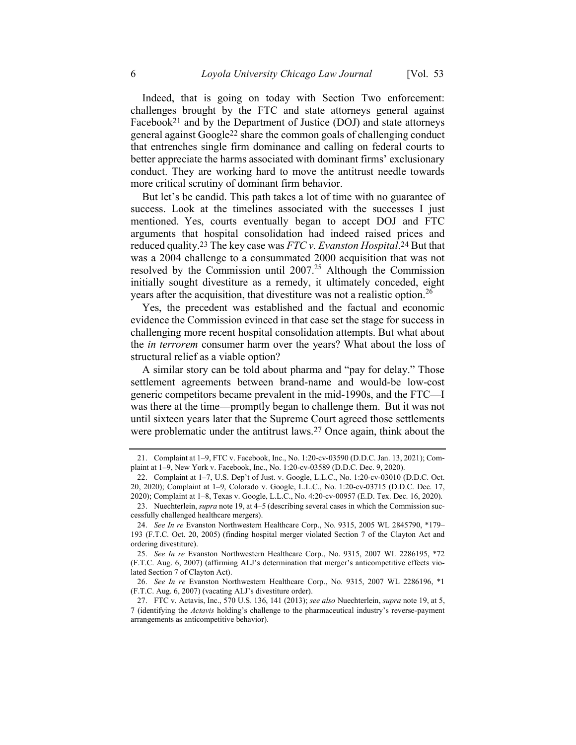Indeed, that is going on today with Section Two enforcement: challenges brought by the FTC and state attorneys general against Facebook[21] and by the Department of Justice (DOJ) and state attorneys general against Google[22] share the common goals of challenging conduct that entrenches single firm dominance and calling on federal courts to better appreciate the harms associated with dominant firms' exclusionary conduct. They are working hard to move the antitrust needle towards more critical scrutiny of dominant firm behavior.

But let's be candid. This path takes a lot of time with no guarantee of success. Look at the timelines associated with the successes I just mentioned. Yes, courts eventually began to accept DOJ and FTC arguments that hospital consolidation had indeed raised prices and reduced quality.[23] The key case was *FTC v. Evanston Hospital*.[24] But that was a 2004 challenge to a consummated 2000 acquisition that was not resolved by the Commission until 2007.[25] Although the Commission initially sought divestiture as a remedy, it ultimately conceded, eight years after the acquisition, that divestiture was not a realistic option.[26]

Yes, the precedent was established and the factual and economic evidence the Commission evinced in that case set the stage for success in challenging more recent hospital consolidation attempts. But what about the *in terrorem* consumer harm over the years? What about the loss of structural relief as a viable option?

A similar story can be told about pharma and "pay for delay." Those settlement agreements between brand-name and would-be low-cost generic competitors became prevalent in the mid-1990s, and the FTC—I was there at the time—promptly began to challenge them. But it was not until sixteen years later that the Supreme Court agreed those settlements were problematic under the antitrust laws.[27] Once again, think about the

---

21. Complaint at 1–9, FTC v. Facebook, Inc., No. 1:20-cv-03590 (D.D.C. Jan. 13, 2021); Complaint at 1–9, New York v. Facebook, Inc., No. 1:20-cv-03589 (D.D.C. Dec. 9, 2020).

22. Complaint at 1–7, U.S. Dep't of Just. v. Google, L.L.C., No. 1:20-cv-03010 (D.D.C. Oct. 20, 2020); Complaint at 1–9, Colorado v. Google, L.L.C., No. 1:20-cv-03715 (D.D.C. Dec. 17, 2020); Complaint at 1–8, Texas v. Google, L.L.C., No. 4:20-cv-00957 (E.D. Tex. Dec. 16, 2020).

23. Nuechterlein, *supra* note 19, at 4–5 (describing several cases in which the Commission successfully challenged healthcare mergers).

24. *See In re* Evanston Northwestern Healthcare Corp., No. 9315, 2005 WL 2845790, *179–193 (F.T.C. Oct. 20, 2005) (finding hospital merger violated Section 7 of the Clayton Act and ordering divestiture).

25. *See In re* Evanston Northwestern Healthcare Corp., No. 9315, 2007 WL 2286195, *72 (F.T.C. Aug. 6, 2007) (affirming ALJ's determination that merger's anticompetitive effects violated Section 7 of Clayton Act).

26. *See In re* Evanston Northwestern Healthcare Corp., No. 9315, 2007 WL 2286196, *1 (F.T.C. Aug. 6, 2007) (vacating ALJ's divestiture order).

27. FTC v. Actavis, Inc., 570 U.S. 136, 141 (2013); *see also* Nuechterlein, *supra* note 19, at 5, 7 (identifying the *Actavis* holding's challenge to the pharmaceutical industry's reverse-payment arrangements as anticompetitive behavior).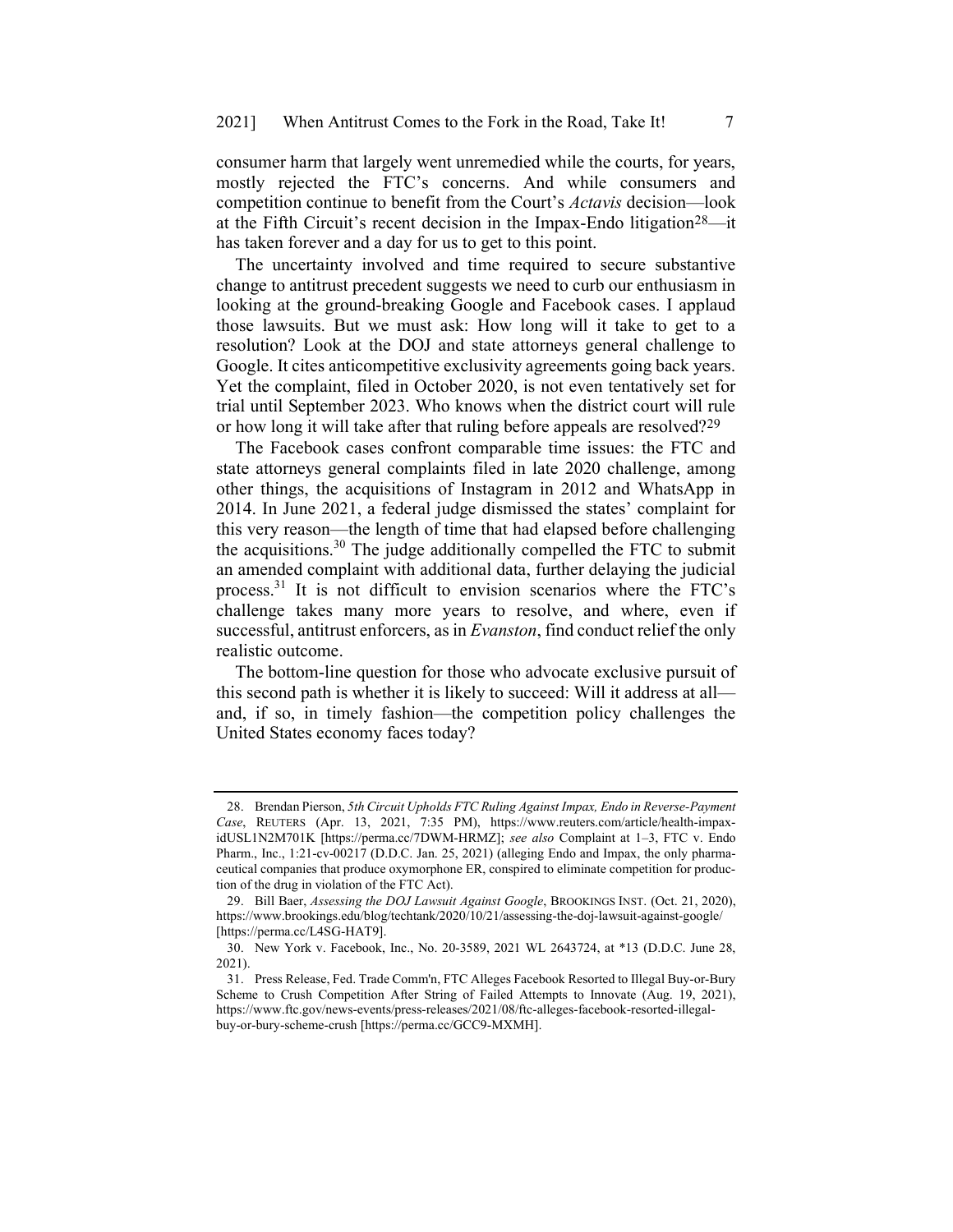consumer harm that largely went unremedied while the courts, for years, mostly rejected the FTC's concerns. And while consumers and competition continue to benefit from the Court's *Actavis* decision—look at the Fifth Circuit's recent decision in the Impax-Endo litigation[28]—it has taken forever and a day for us to get to this point.

The uncertainty involved and time required to secure substantive change to antitrust precedent suggests we need to curb our enthusiasm in looking at the ground-breaking Google and Facebook cases. I applaud those lawsuits. But we must ask: How long will it take to get to a resolution? Look at the DOJ and state attorneys general challenge to Google. It cites anticompetitive exclusivity agreements going back years. Yet the complaint, filed in October 2020, is not even tentatively set for trial until September 2023. Who knows when the district court will rule or how long it will take after that ruling before appeals are resolved?[29]

The Facebook cases confront comparable time issues: the FTC and state attorneys general complaints filed in late 2020 challenge, among other things, the acquisitions of Instagram in 2012 and WhatsApp in 2014. In June 2021, a federal judge dismissed the states' complaint for this very reason—the length of time that had elapsed before challenging the acquisitions.[30] The judge additionally compelled the FTC to submit an amended complaint with additional data, further delaying the judicial process.[31] It is not difficult to envision scenarios where the FTC's challenge takes many more years to resolve, and where, even if successful, antitrust enforcers, as in *Evanston*, find conduct relief the only realistic outcome.

The bottom-line question for those who advocate exclusive pursuit of this second path is whether it is likely to succeed: Will it address at all—and, if so, in timely fashion—the competition policy challenges the United States economy faces today?

---

28. Brendan Pierson, *5th Circuit Upholds FTC Ruling Against Impax, Endo in Reverse-Payment Case*, REUTERS (Apr. 13, 2021, 7:35 PM), https://www.reuters.com/article/health-impax-idUSL1N2M701K [https://perma.cc/7DWM-HRMZ]; *see also* Complaint at 1–3, FTC v. Endo Pharm., Inc., 1:21-cv-00217 (D.D.C. Jan. 25, 2021) (alleging Endo and Impax, the only pharmaceutical companies that produce oxymorphone ER, conspired to eliminate competition for production of the drug in violation of the FTC Act).

29. Bill Baer, *Assessing the DOJ Lawsuit Against Google*, BROOKINGS INST. (Oct. 21, 2020), https://www.brookings.edu/blog/techtank/2020/10/21/assessing-the-doj-lawsuit-against-google/ [https://perma.cc/L4SG-HAT9].

30. New York v. Facebook, Inc., No. 20-3589, 2021 WL 2643724, at *13 (D.D.C. June 28, 2021).

31. Press Release, Fed. Trade Comm'n, FTC Alleges Facebook Resorted to Illegal Buy-or-Bury Scheme to Crush Competition After String of Failed Attempts to Innovate (Aug. 19, 2021), https://www.ftc.gov/news-events/press-releases/2021/08/ftc-alleges-facebook-resorted-illegal-buy-or-bury-scheme-crush [https://perma.cc/GCC9-MXMH].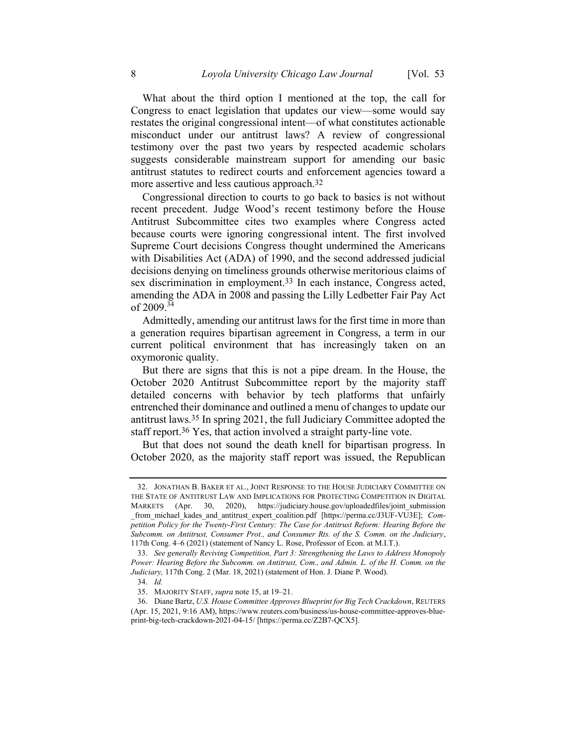What about the third option I mentioned at the top, the call for Congress to enact legislation that updates our view—some would say restates the original congressional intent—of what constitutes actionable misconduct under our antitrust laws? A review of congressional testimony over the past two years by respected academic scholars suggests considerable mainstream support for amending our basic antitrust statutes to redirect courts and enforcement agencies toward a more assertive and less cautious approach.[32]

Congressional direction to courts to go back to basics is not without recent precedent. Judge Wood's recent testimony before the House Antitrust Subcommittee cites two examples where Congress acted because courts were ignoring congressional intent. The first involved Supreme Court decisions Congress thought undermined the Americans with Disabilities Act (ADA) of 1990, and the second addressed judicial decisions denying on timeliness grounds otherwise meritorious claims of sex discrimination in employment.[33] In each instance, Congress acted, amending the ADA in 2008 and passing the Lilly Ledbetter Fair Pay Act of 2009.[34]

Admittedly, amending our antitrust laws for the first time in more than a generation requires bipartisan agreement in Congress, a term in our current political environment that has increasingly taken on an oxymoronic quality.

But there are signs that this is not a pipe dream. In the House, the October 2020 Antitrust Subcommittee report by the majority staff detailed concerns with behavior by tech platforms that unfairly entrenched their dominance and outlined a menu of changes to update our antitrust laws.[35] In spring 2021, the full Judiciary Committee adopted the staff report.[36] Yes, that action involved a straight party-line vote.

But that does not sound the death knell for bipartisan progress. In October 2020, as the majority staff report was issued, the Republican

---

32. JONATHAN B. BAKER ET AL., JOINT RESPONSE TO THE HOUSE JUDICIARY COMMITTEE ON THE STATE OF ANTITRUST LAW AND IMPLICATIONS FOR PROTECTING COMPETITION IN DIGITAL MARKETS (Apr. 30, 2020), https://judiciary.house.gov/uploadedfiles/joint_submission_from_michael_kades_and_antitrust_expert_coalition.pdf [https://perma.cc/J3UF-VU3E]; *Competition Policy for the Twenty-First Century: The Case for Antitrust Reform: Hearing Before the Subcomm. on Antitrust, Consumer Prot., and Consumer Rts. of the S. Comm. on the Judiciary*, 117th Cong. 4–6 (2021) (statement of Nancy L. Rose, Professor of Econ. at M.I.T.).

33. *See generally Reviving Competition, Part 3: Strengthening the Laws to Address Monopoly Power: Hearing Before the Subcomm. on Antitrust, Com., and Admin. L. of the H. Comm. on the Judiciary,* 117th Cong. 2 (Mar. 18, 2021) (statement of Hon. J. Diane P. Wood).

34. *Id.*

35. MAJORITY STAFF, *supra* note 15, at 19–21.

36. Diane Bartz, *U.S. House Committee Approves Blueprint for Big Tech Crackdown*, REUTERS (Apr. 15, 2021, 9:16 AM), https://www.reuters.com/business/us-house-committee-approves-blueprint-big-tech-crackdown-2021-04-15/ [https://perma.cc/Z2B7-QCX5].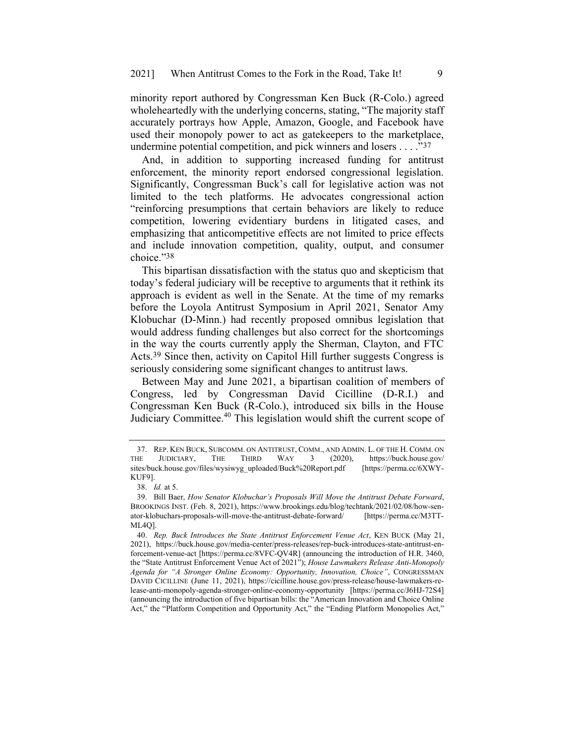minority report authored by Congressman Ken Buck (R-Colo.) agreed wholeheartedly with the underlying concerns, stating, "The majority staff accurately portrays how Apple, Amazon, Google, and Facebook have used their monopoly power to act as gatekeepers to the marketplace, undermine potential competition, and pick winners and losers . . . ."[37]

And, in addition to supporting increased funding for antitrust enforcement, the minority report endorsed congressional legislation. Significantly, Congressman Buck's call for legislative action was not limited to the tech platforms. He advocates congressional action "reinforcing presumptions that certain behaviors are likely to reduce competition, lowering evidentiary burdens in litigated cases, and emphasizing that anticompetitive effects are not limited to price effects and include innovation competition, quality, output, and consumer choice."[38]

This bipartisan dissatisfaction with the status quo and skepticism that today's federal judiciary will be receptive to arguments that it rethink its approach is evident as well in the Senate. At the time of my remarks before the Loyola Antitrust Symposium in April 2021, Senator Amy Klobuchar (D-Minn.) had recently proposed omnibus legislation that would address funding challenges but also correct for the shortcomings in the way the courts currently apply the Sherman, Clayton, and FTC Acts.[39] Since then, activity on Capitol Hill further suggests Congress is seriously considering some significant changes to antitrust laws.

Between May and June 2021, a bipartisan coalition of members of Congress, led by Congressman David Cicilline (D-R.I.) and Congressman Ken Buck (R-Colo.), introduced six bills in the House Judiciary Committee.[40] This legislation would shift the current scope of

---

37. REP. KEN BUCK, SUBCOMM. ON ANTITRUST, COMM., AND ADMIN. L. OF THE H. COMM. ON THE JUDICIARY, THE THIRD WAY 3 (2020), https://buck.house.gov/sites/buck.house.gov/files/wysiwyg_uploaded/Buck%20Report.pdf [https://perma.cc/6XWY-KUF9].

38. *Id.* at 5.

39. Bill Baer, *How Senator Klobuchar's Proposals Will Move the Antitrust Debate Forward*, BROOKINGS INST. (Feb. 8, 2021), https://www.brookings.edu/blog/techtank/2021/02/08/how-senator-klobuchars-proposals-will-move-the-antitrust-debate-forward/ [https://perma.cc/M3TT-ML4Q].

40. *Rep. Buck Introduces the State Antitrust Enforcement Venue Act*, KEN BUCK (May 21, 2021), https://buck.house.gov/media-center/press-releases/rep-buck-introduces-state-antitrust-enforcement-venue-act [https://perma.cc/8VFC-QV4R] (announcing the introduction of H.R. 3460, the "State Antitrust Enforcement Venue Act of 2021"); *House Lawmakers Release Anti-Monopoly Agenda for "A Stronger Online Economy: Opportunity, Innovation, Choice"*, CONGRESSMAN DAVID CICILLINE (June 11, 2021), https://cicilline.house.gov/press-release/house-lawmakers-release-anti-monopoly-agenda-stronger-online-economy-opportunity [https://perma.cc/J6HJ-72S4] (announcing the introduction of five bipartisan bills: the "American Innovation and Choice Online Act," the "Platform Competition and Opportunity Act," the "Ending Platform Monopolies Act,"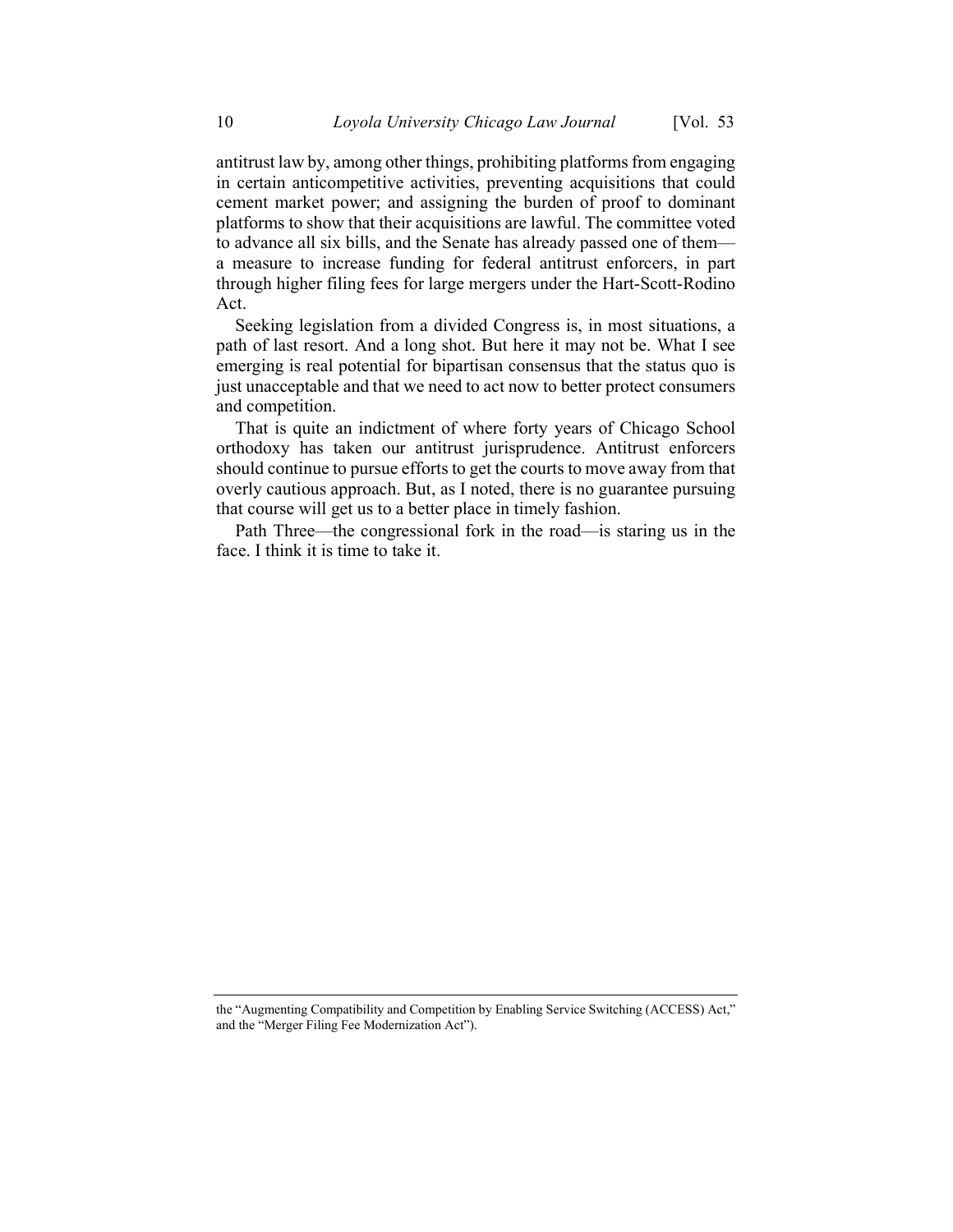antitrust law by, among other things, prohibiting platforms from engaging in certain anticompetitive activities, preventing acquisitions that could cement market power; and assigning the burden of proof to dominant platforms to show that their acquisitions are lawful. The committee voted to advance all six bills, and the Senate has already passed one of them—a measure to increase funding for federal antitrust enforcers, in part through higher filing fees for large mergers under the Hart-Scott-Rodino Act.

Seeking legislation from a divided Congress is, in most situations, a path of last resort. And a long shot. But here it may not be. What I see emerging is real potential for bipartisan consensus that the status quo is just unacceptable and that we need to act now to better protect consumers and competition.

That is quite an indictment of where forty years of Chicago School orthodoxy has taken our antitrust jurisprudence. Antitrust enforcers should continue to pursue efforts to get the courts to move away from that overly cautious approach. But, as I noted, there is no guarantee pursuing that course will get us to a better place in timely fashion.

Path Three—the congressional fork in the road—is staring us in the face. I think it is time to take it.

---

the "Augmenting Compatibility and Competition by Enabling Service Switching (ACCESS) Act," and the "Merger Filing Fee Modernization Act").